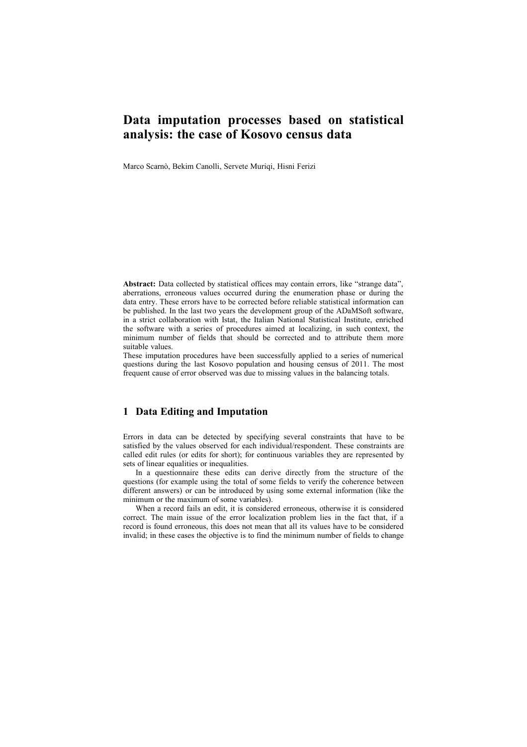# Data imputation processes based on statistical analysis: the case of Kosovo census data

Marco Scarnò, Bekim Canolli, Servete Muriqi, Hisni Ferizi

**Abstract:** Data collected by statistical offices may contain errors, like "strange data", aberrations, erroneous values occurred during the enumeration phase or during the data entry. These errors have to be corrected before reliable statistical information can be published. In the last two years the development group of the ADaMSoft software, in a strict collaboration with Istat, the Italian National Statistical Institute, enriched the software with a series of procedures aimed at localizing, in such context, the minimum number of fields that should be corrected and to attribute them more suitable values.

These imputation procedures have been successfully applied to a series of numerical questions during the last Kosovo population and housing census of 2011. The most frequent cause of error observed was due to missing values in the balancing totals.

## 1 Data Editing and Imputation

Errors in data can be detected by specifying several constraints that have to be satisfied by the values observed for each individual/respondent. These constraints are called edit rules (or edits for short); for continuous variables they are represented by sets of linear equalities or inequalities.

In a questionnaire these edits can derive directly from the structure of the questions (for example using the total of some fields to verify the coherence between different answers) or can be introduced by using some external information (like the minimum or the maximum of some variables).

When a record fails an edit, it is considered erroneous, otherwise it is considered correct. The main issue of the error localization problem lies in the fact that, if a record is found erroneous, this does not mean that all its values have to be considered invalid; in these cases the objective is to find the minimum number of fields to change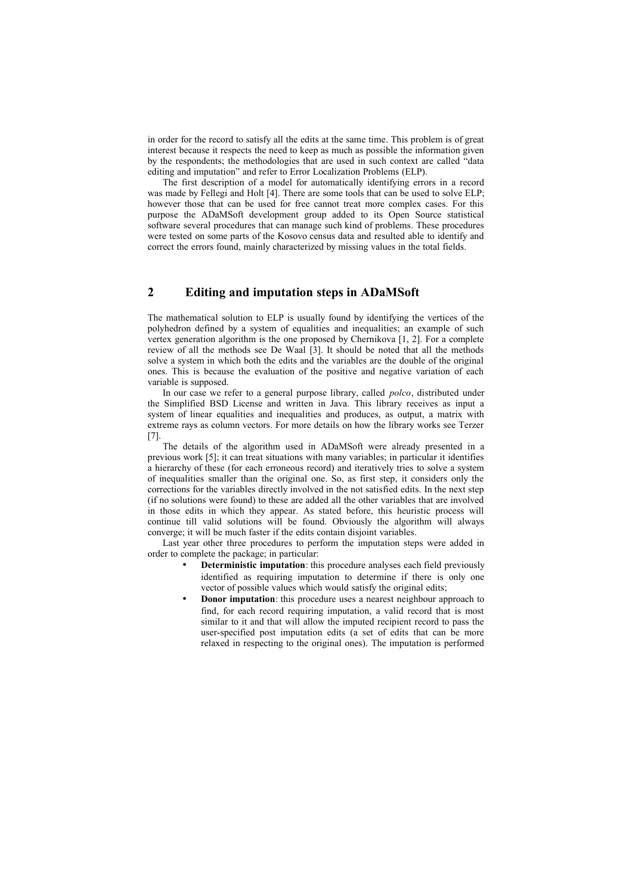in order for the record to satisfy all the edits at the same time. This problem is of great interest because it respects the need to keep as much as possible the information given by the respondents; the methodologies that are used in such context are called "data editing and imputation" and refer to Error Localization Problems (ELP).

The first description of a model for automatically identifying errors in a record was made by Fellegi and Holt [4]. There are some tools that can be used to solve ELP; however those that can be used for free cannot treat more complex cases. For this purpose the ADaMSoft development group added to its Open Source statistical software several procedures that can manage such kind of problems. These procedures were tested on some parts of the Kosovo census data and resulted able to identify and correct the errors found, mainly characterized by missing values in the total fields.

## 2 Editing and imputation steps in ADaMSoft

The mathematical solution to ELP is usually found by identifying the vertices of the polyhedron defined by a system of equalities and inequalities; an example of such vertex generation algorithm is the one proposed by Chernikova [1, 2]. For a complete review of all the methods see De Waal [3]. It should be noted that all the methods solve a system in which both the edits and the variables are the double of the original ones. This is because the evaluation of the positive and negative variation of each variable is supposed.

In our case we refer to a general purpose library, called *polco*, distributed under the Simplified BSD License and written in Java. This library receives as input a system of linear equalities and inequalities and produces, as output, a matrix with extreme rays as column vectors. For more details on how the library works see Terzer [7].

The details of the algorithm used in ADaMSoft were already presented in a previous work [5]; it can treat situations with many variables; in particular it identifies a hierarchy of these (for each erroneous record) and iteratively tries to solve a system of inequalities smaller than the original one. So, as first step, it considers only the corrections for the variables directly involved in the not satisfied edits. In the next step (if no solutions were found) to these are added all the other variables that are involved in those edits in which they appear. As stated before, this heuristic process will continue till valid solutions will be found. Obviously the algorithm will always converge; it will be much faster if the edits contain disjoint variables.

Last year other three procedures to perform the imputation steps were added in order to complete the package; in particular:

- **Deterministic imputation**: this procedure analyses each field previously identified as requiring imputation to determine if there is only one vector of possible values which would satisfy the original edits;
- **Donor imputation**: this procedure uses a nearest neighbour approach to find, for each record requiring imputation, a valid record that is most similar to it and that will allow the imputed recipient record to pass the user-specified post imputation edits (a set of edits that can be more relaxed in respecting to the original ones). The imputation is performed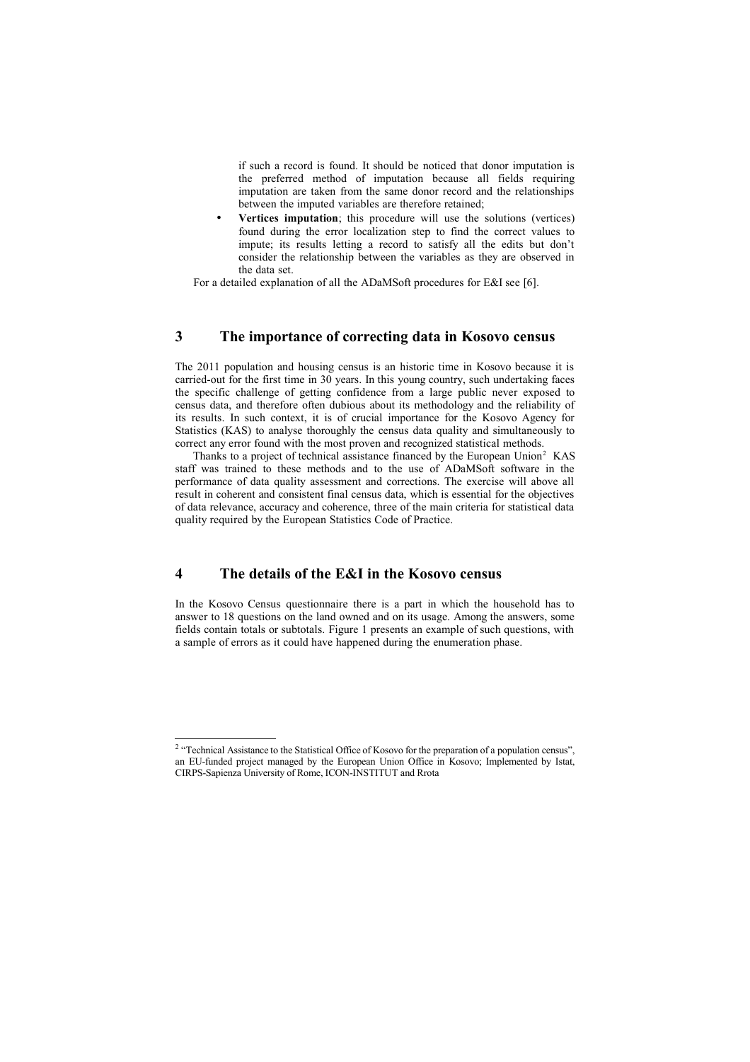if such a record is found. It should be noticed that donor imputation is the preferred method of imputation because all fields requiring imputation are taken from the same donor record and the relationships between the imputed variables are therefore retained;

- **Vertices imputation**; this procedure will use the solutions (vertices) found during the error localization step to find the correct values to impute; its results letting a record to satisfy all the edits but don't consider the relationship between the variables as they are observed in the data set.

For a detailed explanation of all the ADaMSoft procedures for E&I see [6].

## 3 The importance of correcting data in Kosovo census

The 2011 population and housing census is an historic time in Kosovo because it is carried-out for the first time in 30 years. In this young country, such undertaking faces the specific challenge of getting confidence from a large public never exposed to census data, and therefore often dubious about its methodology and the reliability of its results. In such context, it is of crucial importance for the Kosovo Agency for Statistics (KAS) to analyse thoroughly the census data quality and simultaneously to correct any error found with the most proven and recognized statistical methods.

Thanks to a project of technical assistance financed by the European Union[2] KAS staff was trained to these methods and to the use of ADaMSoft software in the performance of data quality assessment and corrections. The exercise will above all result in coherent and consistent final census data, which is essential for the objectives of data relevance, accuracy and coherence, three of the main criteria for statistical data quality required by the European Statistics Code of Practice.

## 4 The details of the E&I in the Kosovo census

In the Kosovo Census questionnaire there is a part in which the household has to answer to 18 questions on the land owned and on its usage. Among the answers, some fields contain totals or subtotals. Figure 1 presents an example of such questions, with a sample of errors as it could have happened during the enumeration phase.

---

[2] "Technical Assistance to the Statistical Office of Kosovo for the preparation of a population census", an EU-funded project managed by the European Union Office in Kosovo; Implemented by Istat, CIRPS-Sapienza University of Rome, ICON-INSTITUT and Rrota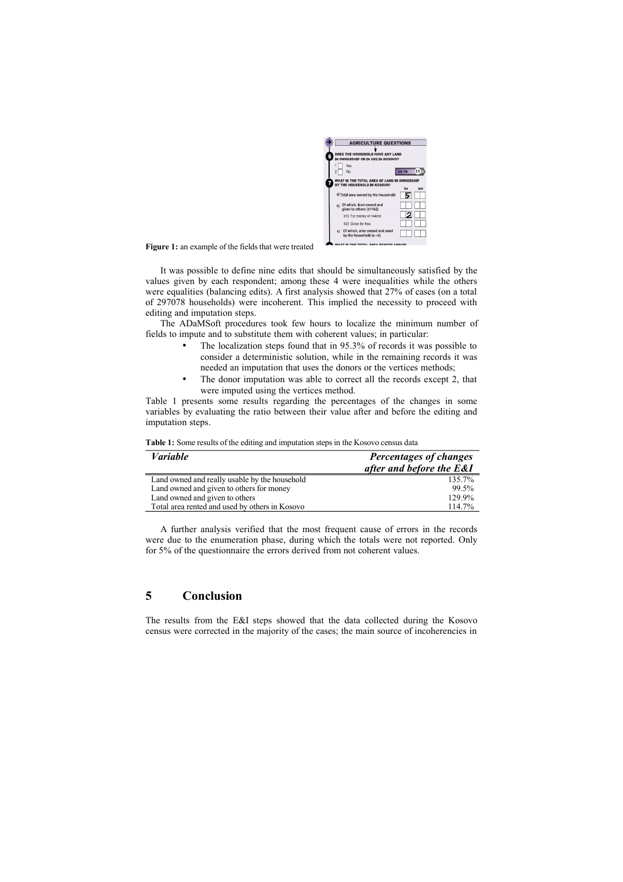**Figure 1:** an example of the fields that were treated

It was possible to define nine edits that should be simultaneously satisfied by the values given by each respondent; among these 4 were inequalities while the others were equalities (balancing edits). A first analysis showed that 27% of cases (on a total of 297078 households) were incoherent. This implied the necessity to proceed with editing and imputation steps.

The ADaMSoft procedures took few hours to localize the minimum number of fields to impute and to substitute them with coherent values; in particular:

- The localization steps found that in 95.3% of records it was possible to consider a deterministic solution, while in the remaining records it was needed an imputation that uses the donors or the vertices methods;
- The donor imputation was able to correct all the records except 2, that were imputed using the vertices method.

Table 1 presents some results regarding the percentages of the changes in some variables by evaluating the ratio between their value after and before the editing and imputation steps.

**Table 1:** Some results of the editing and imputation steps in the Kosovo census data

| *Variable* | *Percentages of changes after and before the E&I* |
|---|---:|
| Land owned and really usable by the household | 135.7% |
| Land owned and given to others for money | 99.5% |
| Land owned and given to others | 129.9% |
| Total area rented and used by others in Kosovo | 114.7% |

A further analysis verified that the most frequent cause of errors in the records were due to the enumeration phase, during which the totals were not reported. Only for 5% of the questionnaire the errors derived from not coherent values.

## 5 Conclusion

The results from the E&I steps showed that the data collected during the Kosovo census were corrected in the majority of the cases; the main source of incoherencies in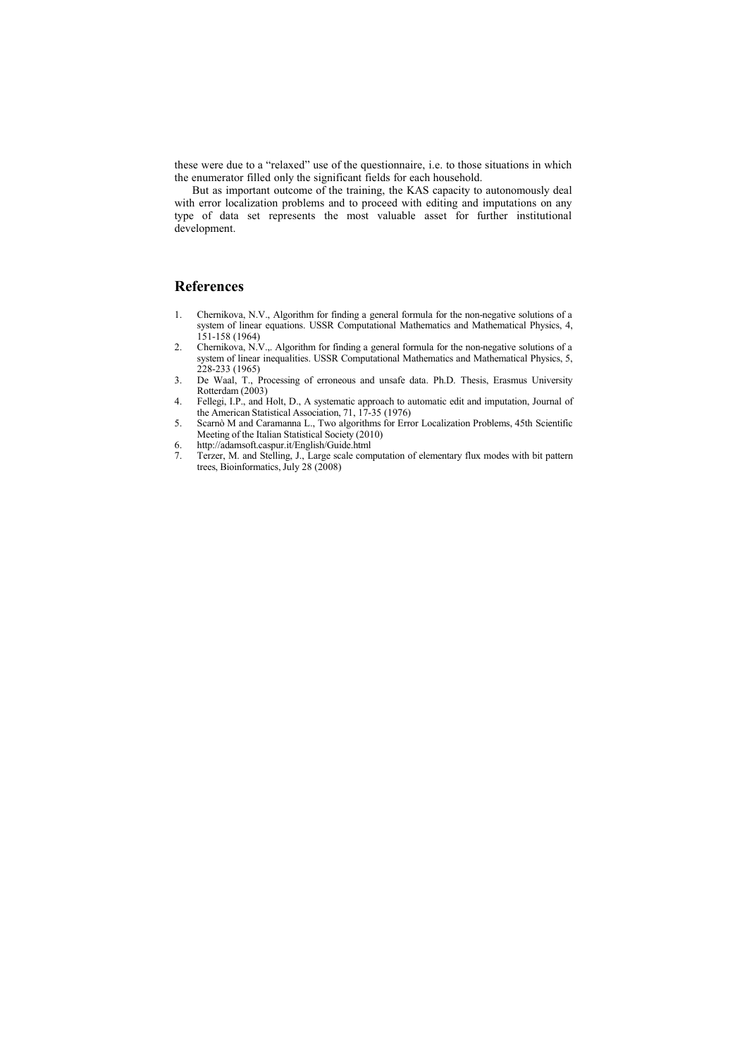these were due to a "relaxed" use of the questionnaire, i.e. to those situations in which the enumerator filled only the significant fields for each household.

But as important outcome of the training, the KAS capacity to autonomously deal with error localization problems and to proceed with editing and imputations on any type of data set represents the most valuable asset for further institutional development.

## References

1. Chernikova, N.V., Algorithm for finding a general formula for the non-negative solutions of a system of linear equations. USSR Computational Mathematics and Mathematical Physics, 4, 151-158 (1964)
2. Chernikova, N.V.,. Algorithm for finding a general formula for the non-negative solutions of a system of linear inequalities. USSR Computational Mathematics and Mathematical Physics, 5, 228-233 (1965)
3. De Waal, T., Processing of erroneous and unsafe data. Ph.D. Thesis, Erasmus University Rotterdam (2003)
4. Fellegi, I.P., and Holt, D., A systematic approach to automatic edit and imputation, Journal of the American Statistical Association, 71, 17-35 (1976)
5. Scarnò M and Caramanna L., Two algorithms for Error Localization Problems, 45th Scientific Meeting of the Italian Statistical Society (2010)
6. http://adamsoft.caspur.it/English/Guide.html
7. Terzer, M. and Stelling, J., Large scale computation of elementary flux modes with bit pattern trees, Bioinformatics, July 28 (2008)